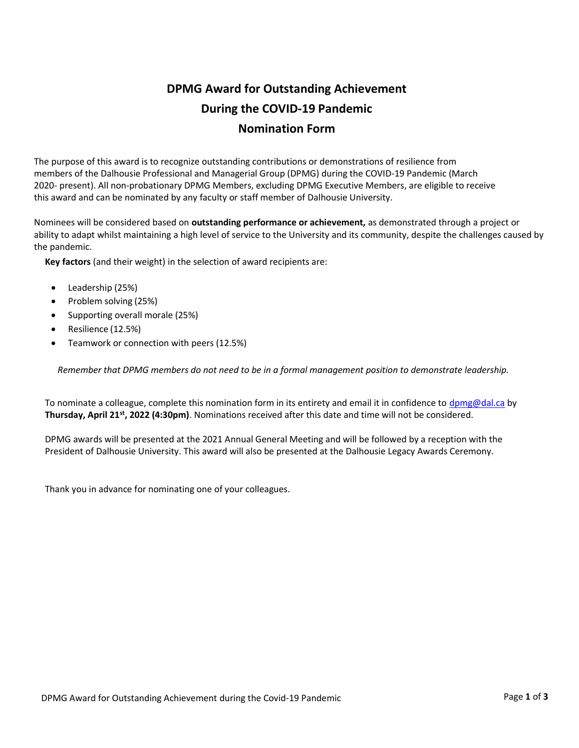# DPMG Award for Outstanding Achievement During the COVID-19 Pandemic Nomination Form

The purpose of this award is to recognize outstanding contributions or demonstrations of resilience from members of the Dalhousie Professional and Managerial Group (DPMG) during the COVID-19 Pandemic (March 2020- present). All non-probationary DPMG Members, excluding DPMG Executive Members, are eligible to receive this award and can be nominated by any faculty or staff member of Dalhousie University.

Nominees will be considered based on **outstanding performance or achievement,** as demonstrated through a project or ability to adapt whilst maintaining a high level of service to the University and its community, despite the challenges caused by the pandemic.

**Key factors** (and their weight) in the selection of award recipients are:

- Leadership (25%)
- Problem solving (25%)
- Supporting overall morale (25%)
- Resilience (12.5%)
- Teamwork or connection with peers (12.5%)

*Remember that DPMG members do not need to be in a formal management position to demonstrate leadership.*

To nominate a colleague, complete this nomination form in its entirety and email it in confidence to dpmg@dal.ca by **Thursday, April 21st, 2022 (4:30pm)**. Nominations received after this date and time will not be considered.

DPMG awards will be presented at the 2021 Annual General Meeting and will be followed by a reception with the President of Dalhousie University. This award will also be presented at the Dalhousie Legacy Awards Ceremony.

Thank you in advance for nominating one of your colleagues.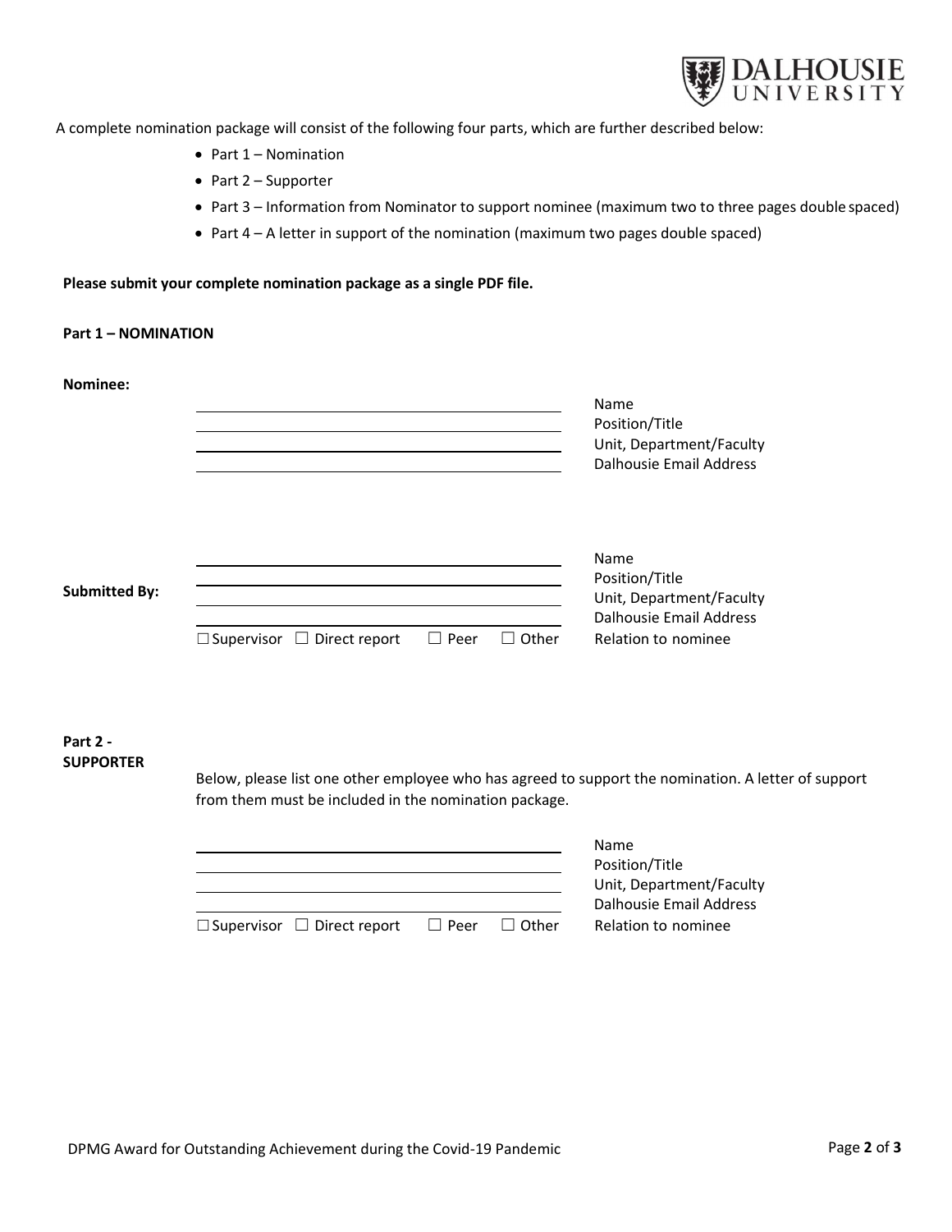A complete nomination package will consist of the following four parts, which are further described below:

- Part 1 – Nomination
- Part 2 – Supporter
- Part 3 – Information from Nominator to support nominee (maximum two to three pages double spaced)
- Part 4 – A letter in support of the nomination (maximum two pages double spaced)

**Please submit your complete nomination package as a single PDF file.**

**Part 1 – NOMINATION**

**Nominee:**

| | |
|---|---|
| ______________________________ | Name |
| ______________________________ | Position/Title |
| ______________________________ | Unit, Department/Faculty |
| ______________________________ | Dalhousie Email Address |

**Submitted By:**

| | |
|---|---|
| ______________________________ | Name |
| ______________________________ | Position/Title |
| ______________________________ | Unit, Department/Faculty |
| ______________________________ | Dalhousie Email Address |
| ☐ Supervisor ☐ Direct report ☐ Peer ☐ Other | Relation to nominee |

**Part 2 - SUPPORTER**

Below, please list one other employee who has agreed to support the nomination. A letter of support from them must be included in the nomination package.

| | |
|---|---|
| ______________________________ | Name |
| ______________________________ | Position/Title |
| ______________________________ | Unit, Department/Faculty |
| ______________________________ | Dalhousie Email Address |
| ☐ Supervisor ☐ Direct report ☐ Peer ☐ Other | Relation to nominee |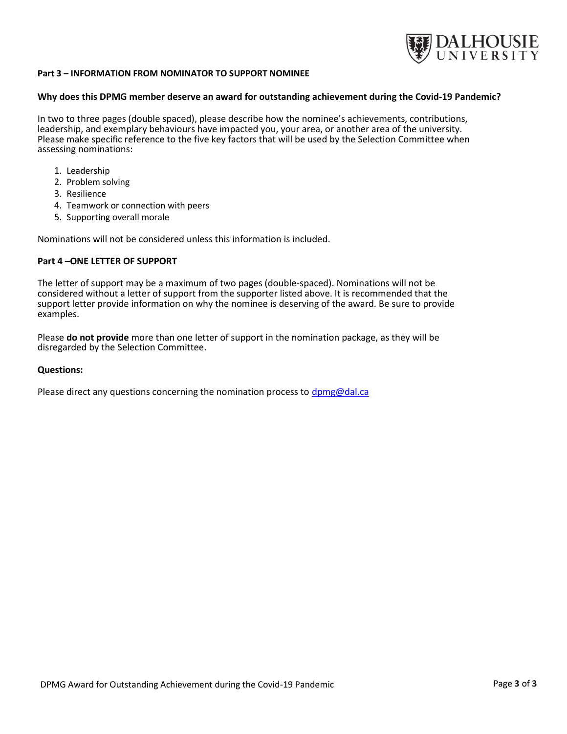**Part 3 – INFORMATION FROM NOMINATOR TO SUPPORT NOMINEE**

**Why does this DPMG member deserve an award for outstanding achievement during the Covid-19 Pandemic?**

In two to three pages (double spaced), please describe how the nominee's achievements, contributions, leadership, and exemplary behaviours have impacted you, your area, or another area of the university. Please make specific reference to the five key factors that will be used by the Selection Committee when assessing nominations:

1. Leadership
2. Problem solving
3. Resilience
4. Teamwork or connection with peers
5. Supporting overall morale

Nominations will not be considered unless this information is included.

**Part 4 –ONE LETTER OF SUPPORT**

The letter of support may be a maximum of two pages (double-spaced). Nominations will not be considered without a letter of support from the supporter listed above. It is recommended that the support letter provide information on why the nominee is deserving of the award. Be sure to provide examples.

Please **do not provide** more than one letter of support in the nomination package, as they will be disregarded by the Selection Committee.

**Questions:**

Please direct any questions concerning the nomination process to dpmg@dal.ca